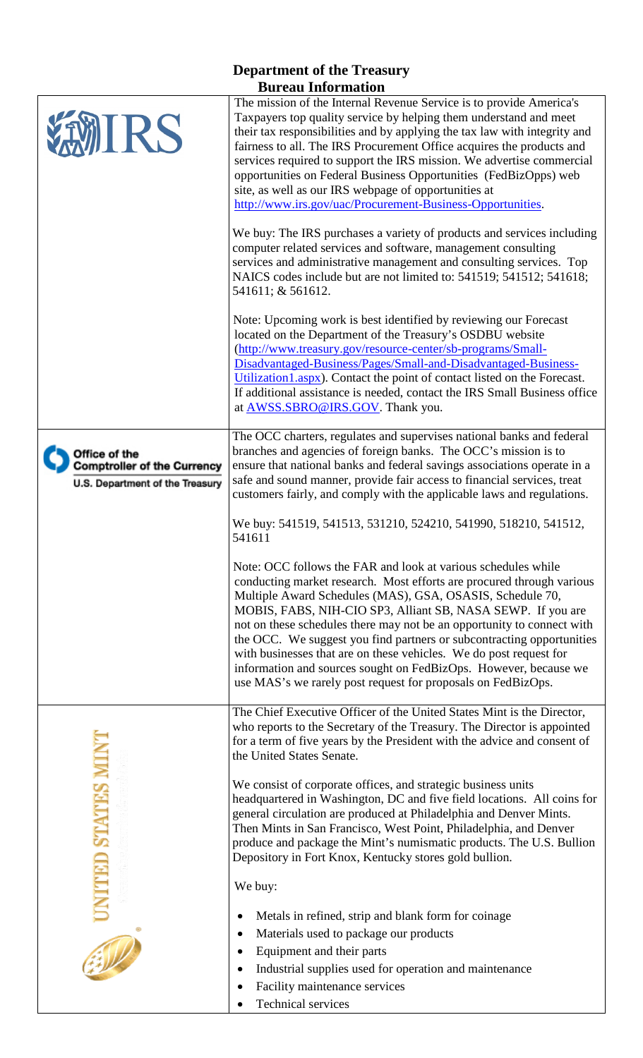# Department of the Treasury

## Bureau Information

| Bureau | Information |
|---|---|
| IRS | The mission of the Internal Revenue Service is to provide America's Taxpayers top quality service by helping them understand and meet their tax responsibilities and by applying the tax law with integrity and fairness to all. The IRS Procurement Office acquires the products and services required to support the IRS mission. We advertise commercial opportunities on Federal Business Opportunities (FedBizOpps) web site, as well as our IRS webpage of opportunities at [http://www.irs.gov/uac/Procurement-Business-Opportunities](http://www.irs.gov/uac/Procurement-Business-Opportunities).<br><br>We buy: The IRS purchases a variety of products and services including computer related services and software, management consulting services and administrative management and consulting services. Top NAICS codes include but are not limited to: 541519; 541512; 541618; 541611; & 561612.<br><br>Note: Upcoming work is best identified by reviewing our Forecast located on the Department of the Treasury's OSDBU website ([http://www.treasury.gov/resource-center/sb-programs/Small-Disadvantaged-Business/Pages/Small-and-Disadvantaged-Business-Utilization1.aspx](http://www.treasury.gov/resource-center/sb-programs/Small-Disadvantaged-Business/Pages/Small-and-Disadvantaged-Business-Utilization1.aspx)). Contact the point of contact listed on the Forecast. If additional assistance is needed, contact the IRS Small Business office at [AWSS.SBRO@IRS.GOV](mailto:AWSS.SBRO@IRS.GOV). Thank you. |
| Office of the Comptroller of the Currency<br>U.S. Department of the Treasury | The OCC charters, regulates and supervises national banks and federal branches and agencies of foreign banks. The OCC's mission is to ensure that national banks and federal savings associations operate in a safe and sound manner, provide fair access to financial services, treat customers fairly, and comply with the applicable laws and regulations.<br><br>We buy: 541519, 541513, 531210, 524210, 541990, 518210, 541512, 541611<br><br>Note: OCC follows the FAR and look at various schedules while conducting market research. Most efforts are procured through various Multiple Award Schedules (MAS), GSA, OSASIS, Schedule 70, MOBIS, FABS, NIH-CIO SP3, Alliant SB, NASA SEWP. If you are not on these schedules there may not be an opportunity to connect with the OCC. We suggest you find partners or subcontracting opportunities with businesses that are on these vehicles. We do post request for information and sources sought on FedBizOps. However, because we use MAS's we rarely post request for proposals on FedBizOps. |
| United States Mint | The Chief Executive Officer of the United States Mint is the Director, who reports to the Secretary of the Treasury. The Director is appointed for a term of five years by the President with the advice and consent of the United States Senate.<br><br>We consist of corporate offices, and strategic business units headquartered in Washington, DC and five field locations. All coins for general circulation are produced at Philadelphia and Denver Mints. Then Mints in San Francisco, West Point, Philadelphia, and Denver produce and package the Mint's numismatic products. The U.S. Bullion Depository in Fort Knox, Kentucky stores gold bullion.<br><br>We buy:<br>• Metals in refined, strip and blank form for coinage<br>• Materials used to package our products<br>• Equipment and their parts<br>• Industrial supplies used for operation and maintenance<br>• Facility maintenance services<br>• Technical services |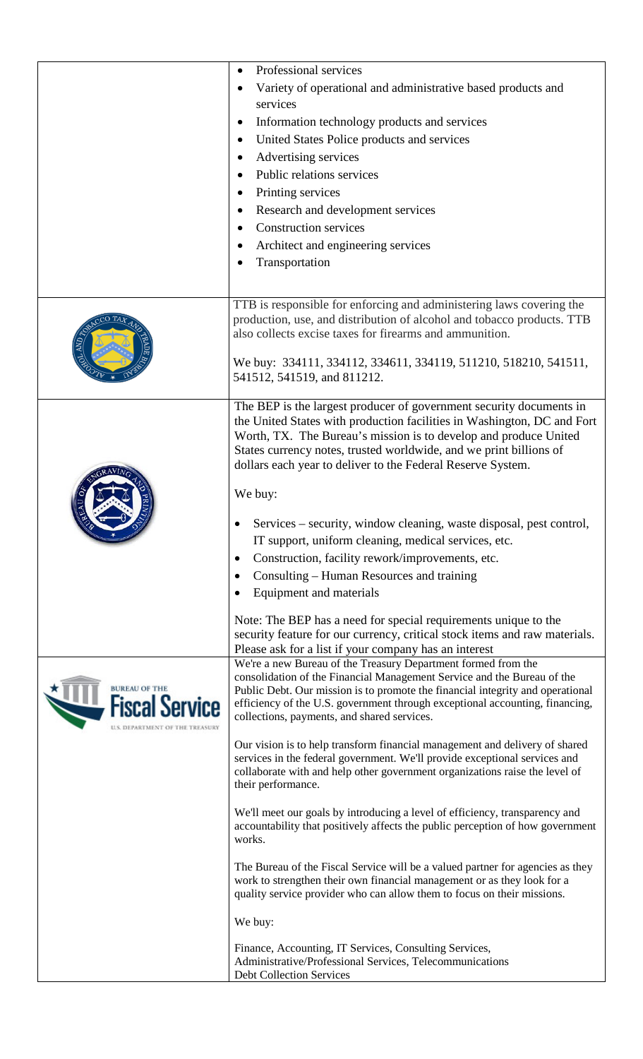| | |
|---|---|
| | • Professional services<br>• Variety of operational and administrative based products and services<br>• Information technology products and services<br>• United States Police products and services<br>• Advertising services<br>• Public relations services<br>• Printing services<br>• Research and development services<br>• Construction services<br>• Architect and engineering services<br>• Transportation |
| ALCOHOL AND TOBACCO TAX AND TRADE BUREAU | TTB is responsible for enforcing and administering laws covering the production, use, and distribution of alcohol and tobacco products. TTB also collects excise taxes for firearms and ammunition.<br><br>We buy: 334111, 334112, 334611, 334119, 511210, 518210, 541511, 541512, 541519, and 811212. |
| BUREAU OF ENGRAVING AND PRINTING | The BEP is the largest producer of government security documents in the United States with production facilities in Washington, DC and Fort Worth, TX. The Bureau's mission is to develop and produce United States currency notes, trusted worldwide, and we print billions of dollars each year to deliver to the Federal Reserve System.<br><br>We buy:<br><br>• Services – security, window cleaning, waste disposal, pest control, IT support, uniform cleaning, medical services, etc.<br>• Construction, facility rework/improvements, etc.<br>• Consulting – Human Resources and training<br>• Equipment and materials<br><br>Note: The BEP has a need for special requirements unique to the security feature for our currency, critical stock items and raw materials. Please ask for a list if your company has an interest |
| BUREAU OF THE Fiscal Service U.S. DEPARTMENT OF THE TREASURY | We're a new Bureau of the Treasury Department formed from the consolidation of the Financial Management Service and the Bureau of the Public Debt. Our mission is to promote the financial integrity and operational efficiency of the U.S. government through exceptional accounting, financing, collections, payments, and shared services.<br><br>Our vision is to help transform financial management and delivery of shared services in the federal government. We'll provide exceptional services and collaborate with and help other government organizations raise the level of their performance.<br><br>We'll meet our goals by introducing a level of efficiency, transparency and accountability that positively affects the public perception of how government works.<br><br>The Bureau of the Fiscal Service will be a valued partner for agencies as they work to strengthen their own financial management or as they look for a quality service provider who can allow them to focus on their missions.<br><br>We buy:<br><br>Finance, Accounting, IT Services, Consulting Services, Administrative/Professional Services, Telecommunications<br>Debt Collection Services |